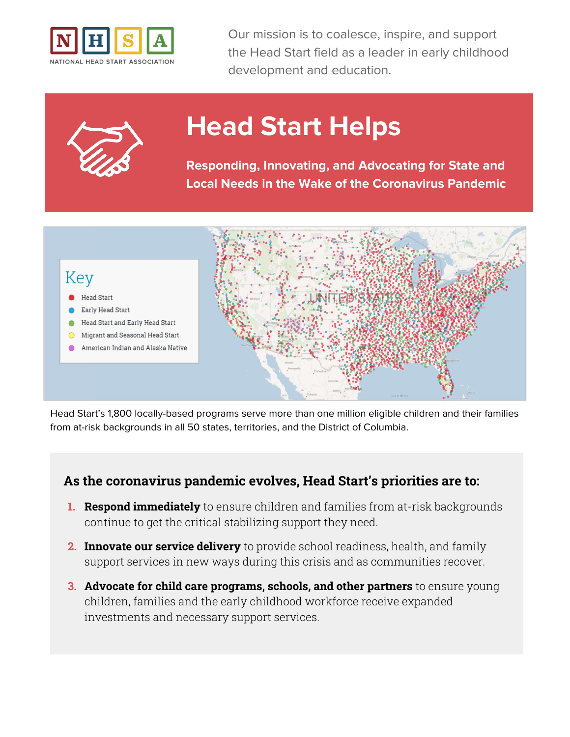NATIONAL HEAD START ASSOCIATION

Our mission is to coalesce, inspire, and support the Head Start field as a leader in early childhood development and education.

# Head Start Helps

**Responding, Innovating, and Advocating for State and Local Needs in the Wake of the Coronavirus Pandemic**

Key

- Head Start
- Early Head Start
- Head Start and Early Head Start
- Migrant and Seasonal Head Start
- American Indian and Alaska Native

Head Start's 1,800 locally-based programs serve more than one million eligible children and their families from at-risk backgrounds in all 50 states, territories, and the District of Columbia.

## As the coronavirus pandemic evolves, Head Start's priorities are to:

1. **Respond immediately** to ensure children and families from at-risk backgrounds continue to get the critical stabilizing support they need.
2. **Innovate our service delivery** to provide school readiness, health, and family support services in new ways during this crisis and as communities recover.
3. **Advocate for child care programs, schools, and other partners** to ensure young children, families and the early childhood workforce receive expanded investments and necessary support services.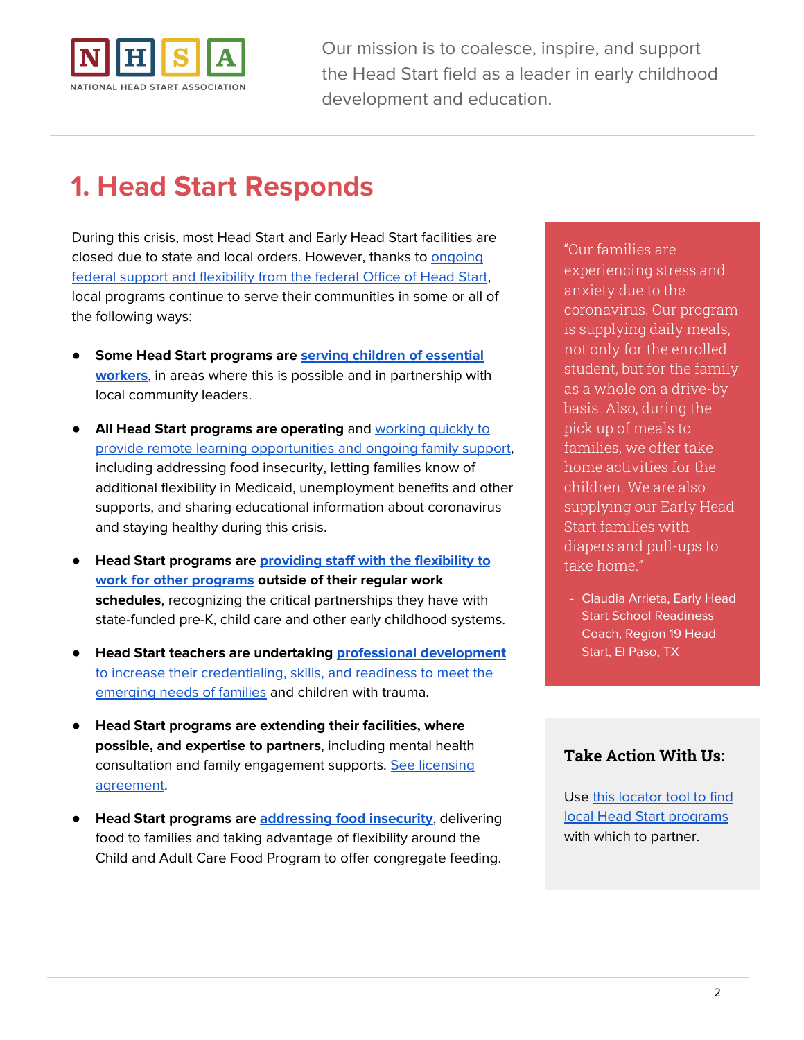Our mission is to coalesce, inspire, and support the Head Start field as a leader in early childhood development and education.

# 1. Head Start Responds

During this crisis, most Head Start and Early Head Start facilities are closed due to state and local orders. However, thanks to ongoing federal support and flexibility from the federal Office of Head Start, local programs continue to serve their communities in some or all of the following ways:

- **Some Head Start programs are serving children of essential workers**, in areas where this is possible and in partnership with local community leaders.
- **All Head Start programs are operating** and working quickly to provide remote learning opportunities and ongoing family support, including addressing food insecurity, letting families know of additional flexibility in Medicaid, unemployment benefits and other supports, and sharing educational information about coronavirus and staying healthy during this crisis.
- **Head Start programs are providing staff with the flexibility to work for other programs outside of their regular work schedules**, recognizing the critical partnerships they have with state-funded pre-K, child care and other early childhood systems.
- **Head Start teachers are undertaking professional development** to increase their credentialing, skills, and readiness to meet the emerging needs of families and children with trauma.
- **Head Start programs are extending their facilities, where possible, and expertise to partners**, including mental health consultation and family engagement supports. See licensing agreement.
- **Head Start programs are addressing food insecurity**, delivering food to families and taking advantage of flexibility around the Child and Adult Care Food Program to offer congregate feeding.

"Our families are experiencing stress and anxiety due to the coronavirus. Our program is supplying daily meals, not only for the enrolled student, but for the family as a whole on a drive-by basis. Also, during the pick up of meals to families, we offer take home activities for the children. We are also supplying our Early Head Start families with diapers and pull-ups to take home."

- Claudia Arrieta, Early Head Start School Readiness Coach, Region 19 Head Start, El Paso, TX

**Take Action With Us:**

Use this locator tool to find local Head Start programs with which to partner.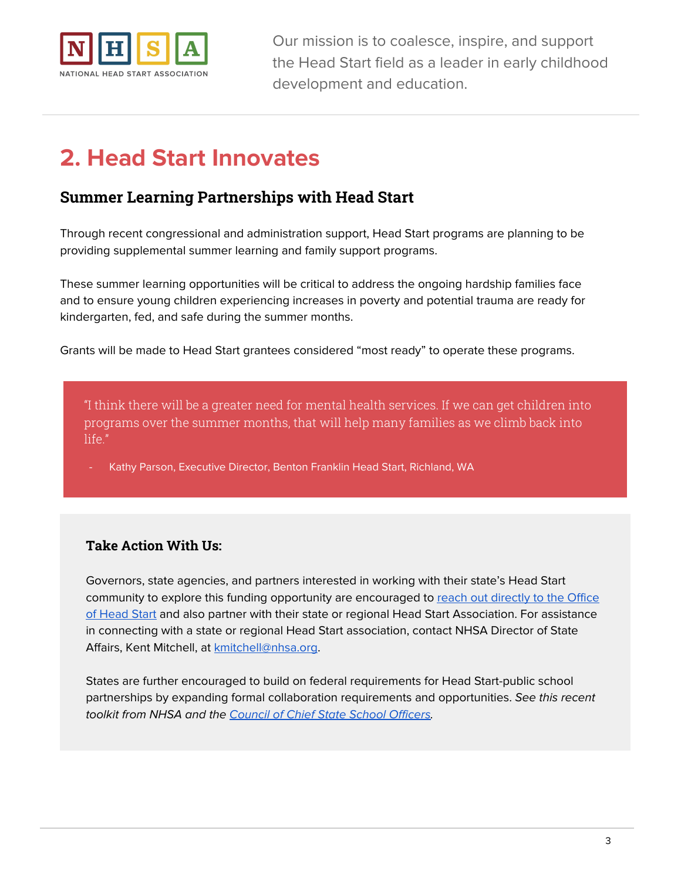# 2. Head Start Innovates

## Summer Learning Partnerships with Head Start

Through recent congressional and administration support, Head Start programs are planning to be providing supplemental summer learning and family support programs.

These summer learning opportunities will be critical to address the ongoing hardship families face and to ensure young children experiencing increases in poverty and potential trauma are ready for kindergarten, fed, and safe during the summer months.

Grants will be made to Head Start grantees considered "most ready" to operate these programs.

> "I think there will be a greater need for mental health services. If we can get children into programs over the summer months, that will help many families as we climb back into life."
>
> - Kathy Parson, Executive Director, Benton Franklin Head Start, Richland, WA

### Take Action With Us:

Governors, state agencies, and partners interested in working with their state's Head Start community to explore this funding opportunity are encouraged to reach out directly to the Office of Head Start and also partner with their state or regional Head Start Association. For assistance in connecting with a state or regional Head Start association, contact NHSA Director of State Affairs, Kent Mitchell, at kmitchell@nhsa.org.

States are further encouraged to build on federal requirements for Head Start-public school partnerships by expanding formal collaboration requirements and opportunities. *See this recent toolkit from NHSA and the Council of Chief State School Officers.*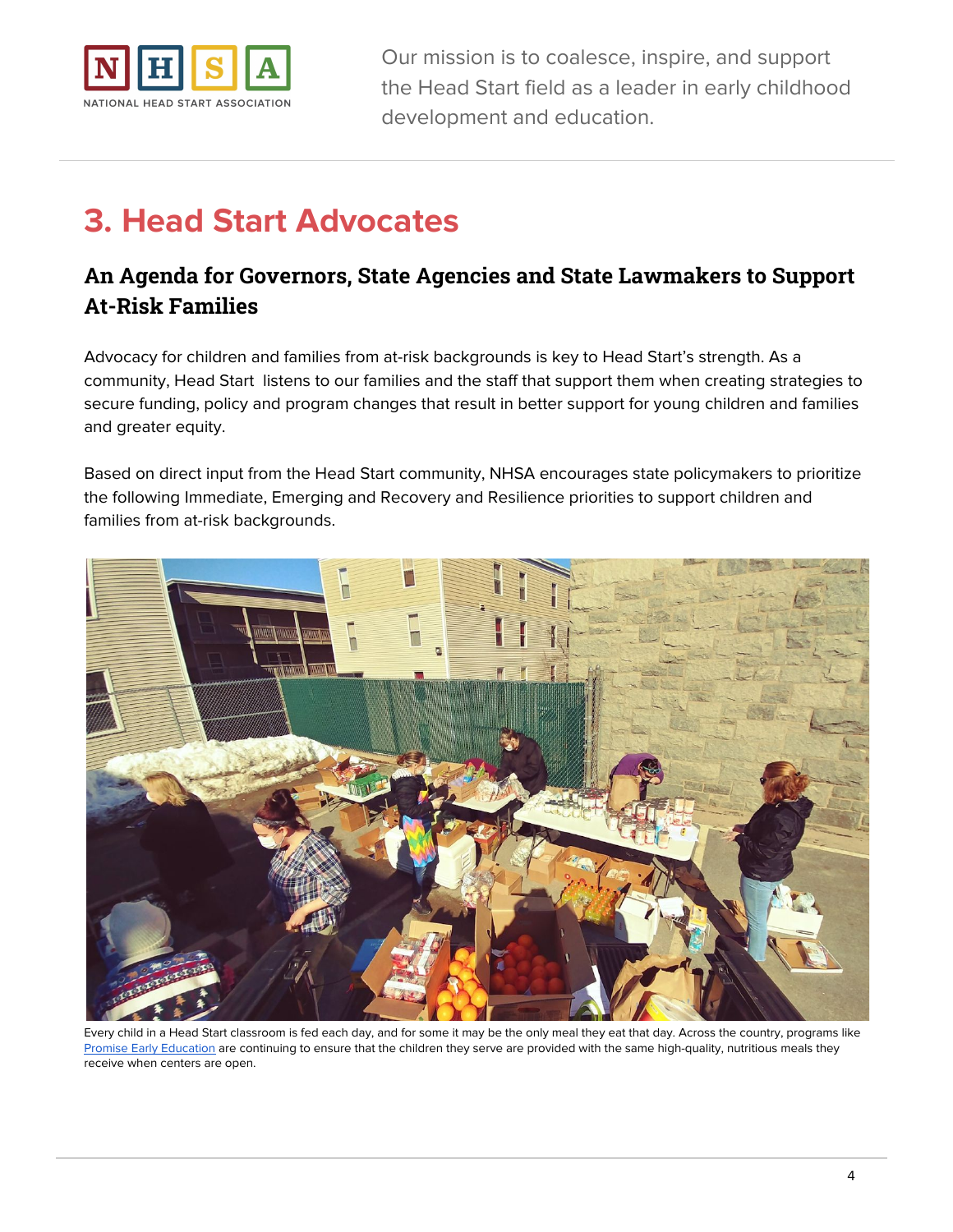# 3. Head Start Advocates

## An Agenda for Governors, State Agencies and State Lawmakers to Support At-Risk Families

Advocacy for children and families from at-risk backgrounds is key to Head Start's strength. As a community, Head Start listens to our families and the staff that support them when creating strategies to secure funding, policy and program changes that result in better support for young children and families and greater equity.

Based on direct input from the Head Start community, NHSA encourages state policymakers to prioritize the following Immediate, Emerging and Recovery and Resilience priorities to support children and families from at-risk backgrounds.

Every child in a Head Start classroom is fed each day, and for some it may be the only meal they eat that day. Across the country, programs like Promise Early Education are continuing to ensure that the children they serve are provided with the same high-quality, nutritious meals they receive when centers are open.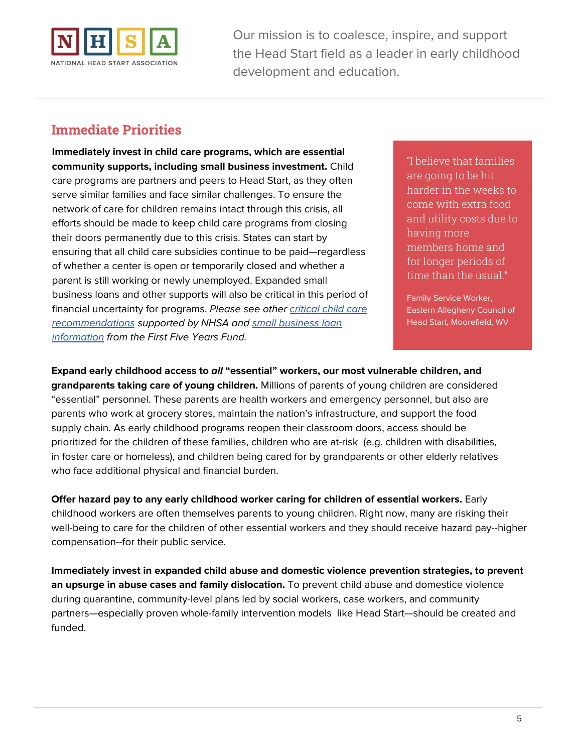## Immediate Priorities

**Immediately invest in child care programs, which are essential community supports, including small business investment.** Child care programs are partners and peers to Head Start, as they often serve similar families and face similar challenges. To ensure the network of care for children remains intact through this crisis, all efforts should be made to keep child care programs from closing their doors permanently due to this crisis. States can start by ensuring that all child care subsidies continue to be paid—regardless of whether a center is open or temporarily closed and whether a parent is still working or newly unemployed. Expanded small business loans and other supports will also be critical in this period of financial uncertainty for programs. *Please see other [critical child care recommendations](#) supported by NHSA and [small business loan information](#) from the First Five Years Fund.*

> "I believe that families are going to be hit harder in the weeks to come with extra food and utility costs due to having more members home and for longer periods of time than the usual."
>
> Family Service Worker, Eastern Allegheny Council of Head Start, Moorefield, WV

**Expand early childhood access to *all* "essential" workers, our most vulnerable children, and grandparents taking care of young children.** Millions of parents of young children are considered "essential" personnel. These parents are health workers and emergency personnel, but also are parents who work at grocery stores, maintain the nation's infrastructure, and support the food supply chain. As early childhood programs reopen their classroom doors, access should be prioritized for the children of these families, children who are at-risk (e.g. children with disabilities, in foster care or homeless), and children being cared for by grandparents or other elderly relatives who face additional physical and financial burden.

**Offer hazard pay to any early childhood worker caring for children of essential workers.** Early childhood workers are often themselves parents to young children. Right now, many are risking their well-being to care for the children of other essential workers and they should receive hazard pay--higher compensation--for their public service.

**Immediately invest in expanded child abuse and domestic violence prevention strategies, to prevent an upsurge in abuse cases and family dislocation.** To prevent child abuse and domestice violence during quarantine, community-level plans led by social workers, case workers, and community partners—especially proven whole-family intervention models like Head Start—should be created and funded.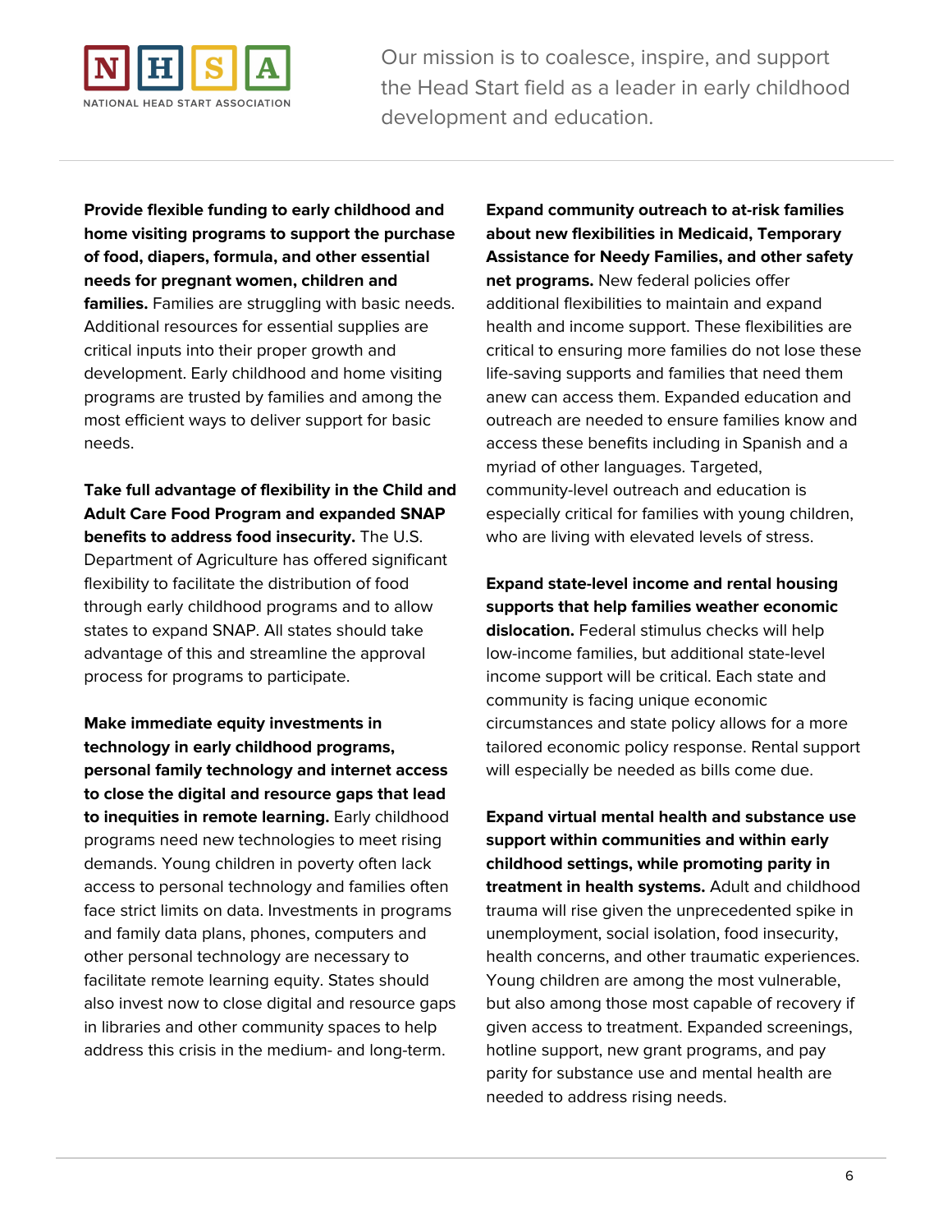**Provide flexible funding to early childhood and home visiting programs to support the purchase of food, diapers, formula, and other essential needs for pregnant women, children and families.** Families are struggling with basic needs. Additional resources for essential supplies are critical inputs into their proper growth and development. Early childhood and home visiting programs are trusted by families and among the most efficient ways to deliver support for basic needs.

**Take full advantage of flexibility in the Child and Adult Care Food Program and expanded SNAP benefits to address food insecurity.** The U.S. Department of Agriculture has offered significant flexibility to facilitate the distribution of food through early childhood programs and to allow states to expand SNAP. All states should take advantage of this and streamline the approval process for programs to participate.

**Make immediate equity investments in technology in early childhood programs, personal family technology and internet access to close the digital and resource gaps that lead to inequities in remote learning.** Early childhood programs need new technologies to meet rising demands. Young children in poverty often lack access to personal technology and families often face strict limits on data. Investments in programs and family data plans, phones, computers and other personal technology are necessary to facilitate remote learning equity. States should also invest now to close digital and resource gaps in libraries and other community spaces to help address this crisis in the medium- and long-term.

**Expand community outreach to at-risk families about new flexibilities in Medicaid, Temporary Assistance for Needy Families, and other safety net programs.** New federal policies offer additional flexibilities to maintain and expand health and income support. These flexibilities are critical to ensuring more families do not lose these life-saving supports and families that need them anew can access them. Expanded education and outreach are needed to ensure families know and access these benefits including in Spanish and a myriad of other languages. Targeted, community-level outreach and education is especially critical for families with young children, who are living with elevated levels of stress.

**Expand state-level income and rental housing supports that help families weather economic dislocation.** Federal stimulus checks will help low-income families, but additional state-level income support will be critical. Each state and community is facing unique economic circumstances and state policy allows for a more tailored economic policy response. Rental support will especially be needed as bills come due.

**Expand virtual mental health and substance use support within communities and within early childhood settings, while promoting parity in treatment in health systems.** Adult and childhood trauma will rise given the unprecedented spike in unemployment, social isolation, food insecurity, health concerns, and other traumatic experiences. Young children are among the most vulnerable, but also among those most capable of recovery if given access to treatment. Expanded screenings, hotline support, new grant programs, and pay parity for substance use and mental health are needed to address rising needs.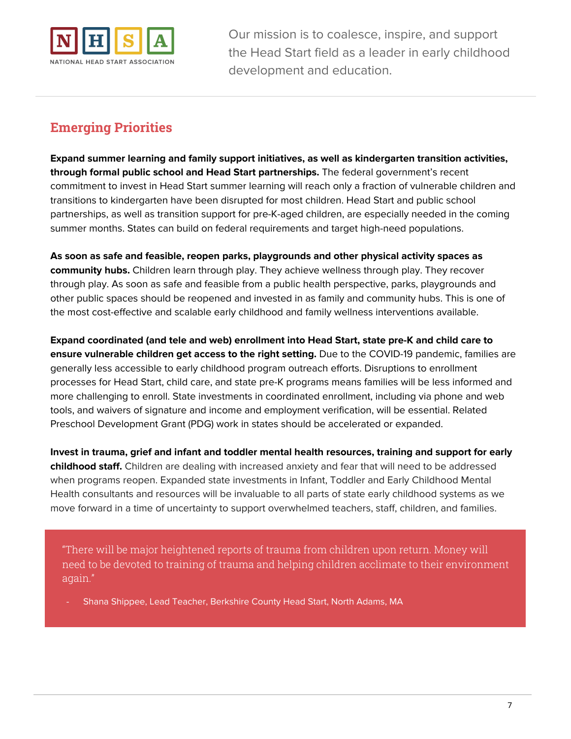Our mission is to coalesce, inspire, and support the Head Start field as a leader in early childhood development and education.

## Emerging Priorities

**Expand summer learning and family support initiatives, as well as kindergarten transition activities, through formal public school and Head Start partnerships.** The federal government's recent commitment to invest in Head Start summer learning will reach only a fraction of vulnerable children and transitions to kindergarten have been disrupted for most children. Head Start and public school partnerships, as well as transition support for pre-K-aged children, are especially needed in the coming summer months. States can build on federal requirements and target high-need populations.

**As soon as safe and feasible, reopen parks, playgrounds and other physical activity spaces as community hubs.** Children learn through play. They achieve wellness through play. They recover through play. As soon as safe and feasible from a public health perspective, parks, playgrounds and other public spaces should be reopened and invested in as family and community hubs. This is one of the most cost-effective and scalable early childhood and family wellness interventions available.

**Expand coordinated (and tele and web) enrollment into Head Start, state pre-K and child care to ensure vulnerable children get access to the right setting.** Due to the COVID-19 pandemic, families are generally less accessible to early childhood program outreach efforts. Disruptions to enrollment processes for Head Start, child care, and state pre-K programs means families will be less informed and more challenging to enroll. State investments in coordinated enrollment, including via phone and web tools, and waivers of signature and income and employment verification, will be essential. Related Preschool Development Grant (PDG) work in states should be accelerated or expanded.

**Invest in trauma, grief and infant and toddler mental health resources, training and support for early childhood staff.** Children are dealing with increased anxiety and fear that will need to be addressed when programs reopen. Expanded state investments in Infant, Toddler and Early Childhood Mental Health consultants and resources will be invaluable to all parts of state early childhood systems as we move forward in a time of uncertainty to support overwhelmed teachers, staff, children, and families.

> "There will be major heightened reports of trauma from children upon return. Money will need to be devoted to training of trauma and helping children acclimate to their environment again."
>
> - Shana Shippee, Lead Teacher, Berkshire County Head Start, North Adams, MA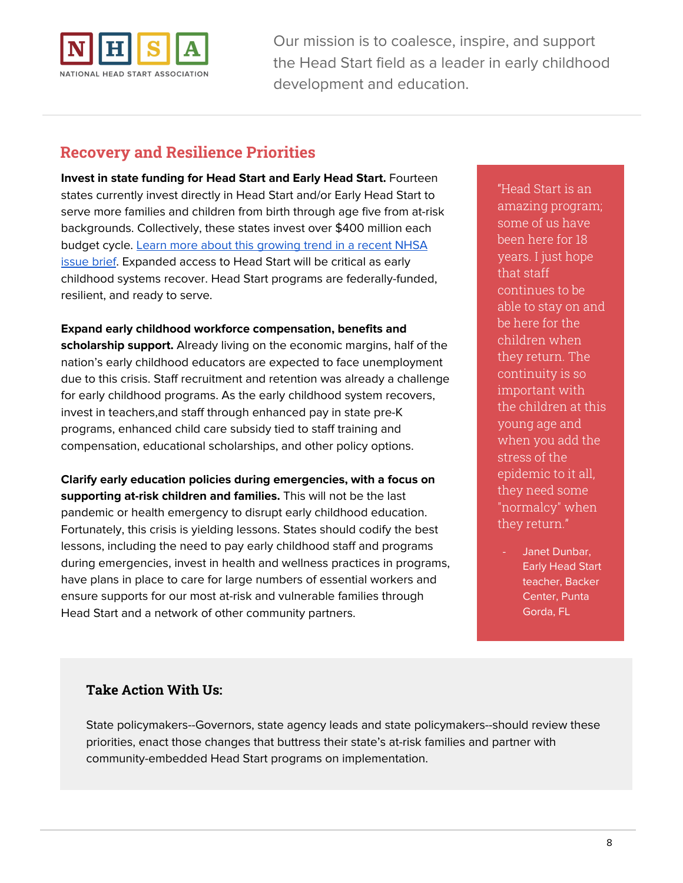Our mission is to coalesce, inspire, and support the Head Start field as a leader in early childhood development and education.

## Recovery and Resilience Priorities

**Invest in state funding for Head Start and Early Head Start.** Fourteen states currently invest directly in Head Start and/or Early Head Start to serve more families and children from birth through age five from at-risk backgrounds. Collectively, these states invest over $400 million each budget cycle. Learn more about this growing trend in a recent NHSA issue brief. Expanded access to Head Start will be critical as early childhood systems recover. Head Start programs are federally-funded, resilient, and ready to serve.

**Expand early childhood workforce compensation, benefits and scholarship support.** Already living on the economic margins, half of the nation's early childhood educators are expected to face unemployment due to this crisis. Staff recruitment and retention was already a challenge for early childhood programs. As the early childhood system recovers, invest in teachers,and staff through enhanced pay in state pre-K programs, enhanced child care subsidy tied to staff training and compensation, educational scholarships, and other policy options.

**Clarify early education policies during emergencies, with a focus on supporting at-risk children and families.** This will not be the last pandemic or health emergency to disrupt early childhood education. Fortunately, this crisis is yielding lessons. States should codify the best lessons, including the need to pay early childhood staff and programs during emergencies, invest in health and wellness practices in programs, have plans in place to care for large numbers of essential workers and ensure supports for our most at-risk and vulnerable families through Head Start and a network of other community partners.

> "Head Start is an amazing program; some of us have been here for 18 years. I just hope that staff continues to be able to stay on and be here for the children when they return. The continuity is so important with the children at this young age and when you add the stress of the epidemic to it all, they need some "normalcy" when they return."
>
> - Janet Dunbar, Early Head Start teacher, Backer Center, Punta Gorda, FL

### Take Action With Us:

State policymakers--Governors, state agency leads and state policymakers--should review these priorities, enact those changes that buttress their state's at-risk families and partner with community-embedded Head Start programs on implementation.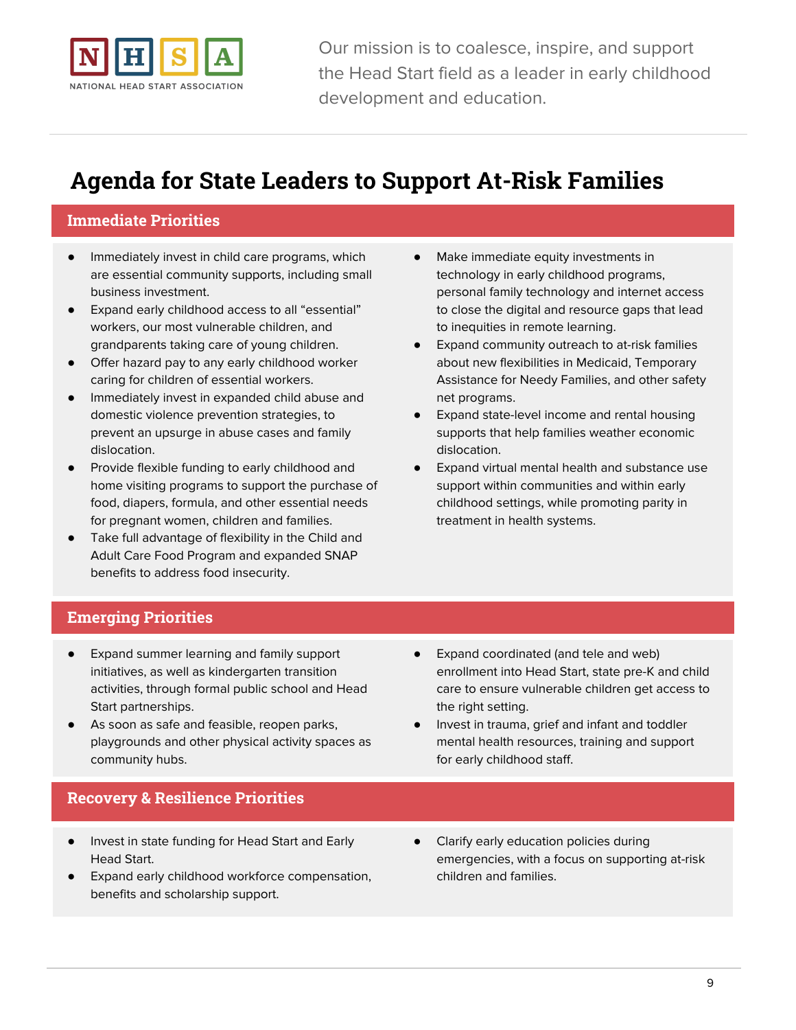NATIONAL HEAD START ASSOCIATION

Our mission is to coalesce, inspire, and support the Head Start field as a leader in early childhood development and education.

# Agenda for State Leaders to Support At-Risk Families

## Immediate Priorities

- Immediately invest in child care programs, which are essential community supports, including small business investment.
- Expand early childhood access to all "essential" workers, our most vulnerable children, and grandparents taking care of young children.
- Offer hazard pay to any early childhood worker caring for children of essential workers.
- Immediately invest in expanded child abuse and domestic violence prevention strategies, to prevent an upsurge in abuse cases and family dislocation.
- Provide flexible funding to early childhood and home visiting programs to support the purchase of food, diapers, formula, and other essential needs for pregnant women, children and families.
- Take full advantage of flexibility in the Child and Adult Care Food Program and expanded SNAP benefits to address food insecurity.
- Make immediate equity investments in technology in early childhood programs, personal family technology and internet access to close the digital and resource gaps that lead to inequities in remote learning.
- Expand community outreach to at-risk families about new flexibilities in Medicaid, Temporary Assistance for Needy Families, and other safety net programs.
- Expand state-level income and rental housing supports that help families weather economic dislocation.
- Expand virtual mental health and substance use support within communities and within early childhood settings, while promoting parity in treatment in health systems.

## Emerging Priorities

- Expand summer learning and family support initiatives, as well as kindergarten transition activities, through formal public school and Head Start partnerships.
- As soon as safe and feasible, reopen parks, playgrounds and other physical activity spaces as community hubs.
- Expand coordinated (and tele and web) enrollment into Head Start, state pre-K and child care to ensure vulnerable children get access to the right setting.
- Invest in trauma, grief and infant and toddler mental health resources, training and support for early childhood staff.

## Recovery & Resilience Priorities

- Invest in state funding for Head Start and Early Head Start.
- Expand early childhood workforce compensation, benefits and scholarship support.
- Clarify early education policies during emergencies, with a focus on supporting at-risk children and families.